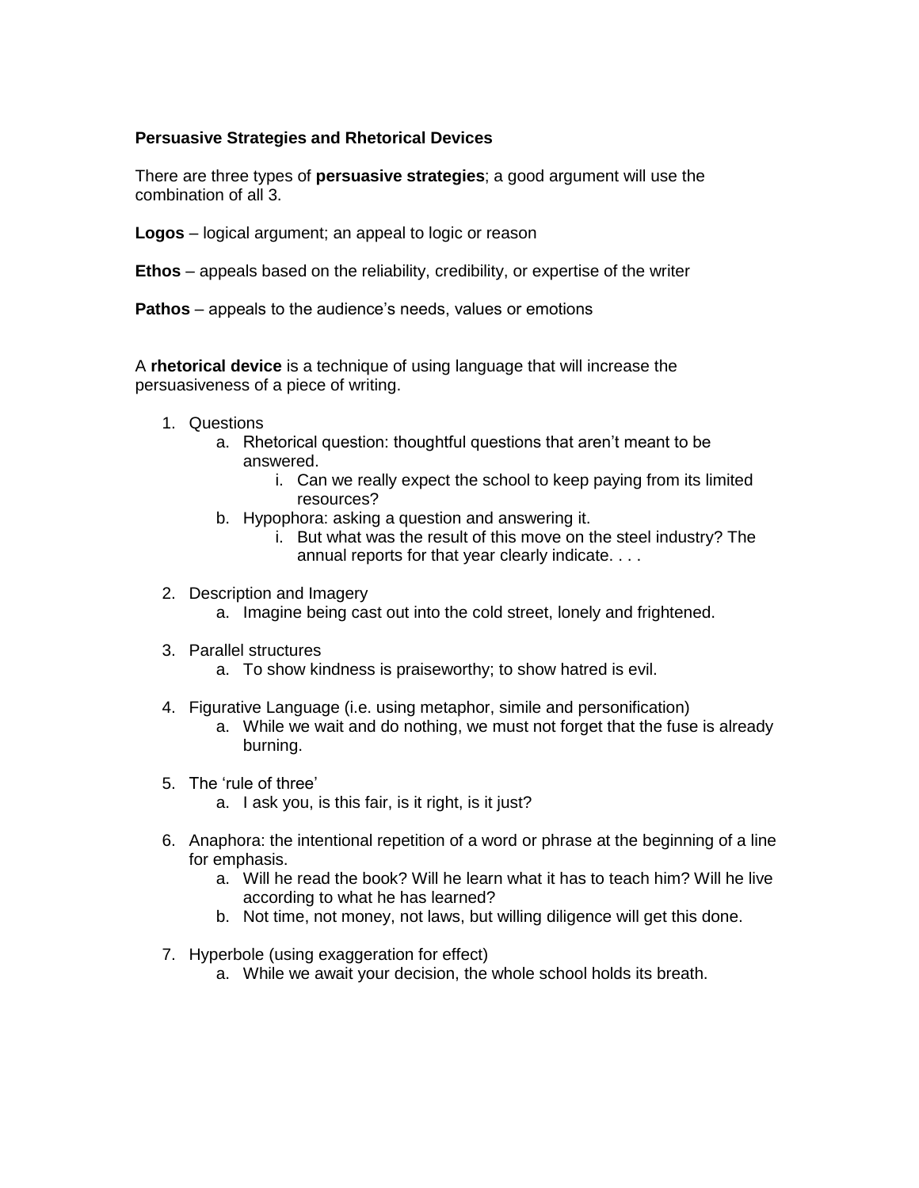**Persuasive Strategies and Rhetorical Devices**

There are three types of **persuasive strategies**; a good argument will use the combination of all 3.

**Logos** – logical argument; an appeal to logic or reason

**Ethos** – appeals based on the reliability, credibility, or expertise of the writer

**Pathos** – appeals to the audience's needs, values or emotions

A **rhetorical device** is a technique of using language that will increase the persuasiveness of a piece of writing.

1. Questions
   a. Rhetorical question: thoughtful questions that aren't meant to be answered.
      i. Can we really expect the school to keep paying from its limited resources?
   b. Hypophora: asking a question and answering it.
      i. But what was the result of this move on the steel industry? The annual reports for that year clearly indicate. . . .

2. Description and Imagery
   a. Imagine being cast out into the cold street, lonely and frightened.

3. Parallel structures
   a. To show kindness is praiseworthy; to show hatred is evil.

4. Figurative Language (i.e. using metaphor, simile and personification)
   a. While we wait and do nothing, we must not forget that the fuse is already burning.

5. The 'rule of three'
   a. I ask you, is this fair, is it right, is it just?

6. Anaphora: the intentional repetition of a word or phrase at the beginning of a line for emphasis.
   a. Will he read the book? Will he learn what it has to teach him? Will he live according to what he has learned?
   b. Not time, not money, not laws, but willing diligence will get this done.

7. Hyperbole (using exaggeration for effect)
   a. While we await your decision, the whole school holds its breath.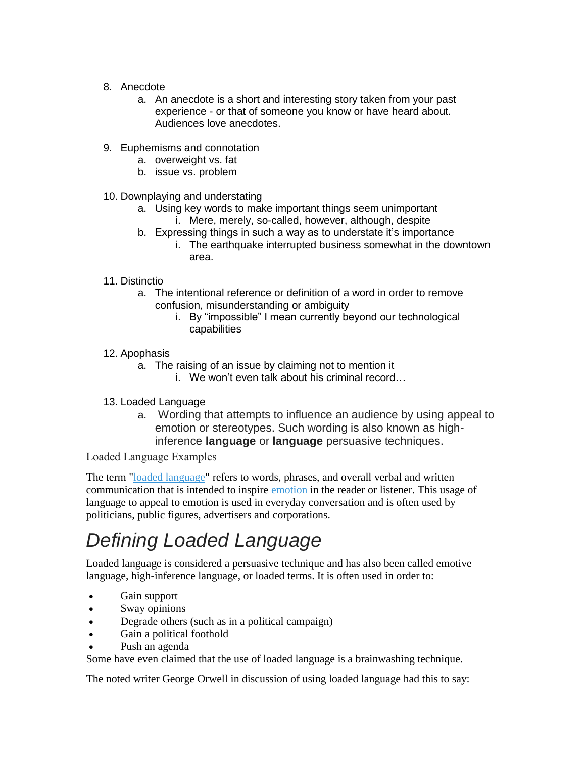8. Anecdote
    a. An anecdote is a short and interesting story taken from your past experience - or that of someone you know or have heard about. Audiences love anecdotes.

9. Euphemisms and connotation
    a. overweight vs. fat
    b. issue vs. problem

10. Downplaying and understating
    a. Using key words to make important things seem unimportant
        i. Mere, merely, so-called, however, although, despite
    b. Expressing things in such a way as to understate it's importance
        i. The earthquake interrupted business somewhat in the downtown area.

11. Distinctio
    a. The intentional reference or definition of a word in order to remove confusion, misunderstanding or ambiguity
        i. By "impossible" I mean currently beyond our technological capabilities

12. Apophasis
    a. The raising of an issue by claiming not to mention it
        i. We won't even talk about his criminal record…

13. Loaded Language
    a. Wording that attempts to influence an audience by using appeal to emotion or stereotypes. Such wording is also known as high-inference **language** or **language** persuasive techniques.

Loaded Language Examples

The term "loaded language" refers to words, phrases, and overall verbal and written communication that is intended to inspire emotion in the reader or listener. This usage of language to appeal to emotion is used in everyday conversation and is often used by politicians, public figures, advertisers and corporations.

# *Defining Loaded Language*

Loaded language is considered a persuasive technique and has also been called emotive language, high-inference language, or loaded terms. It is often used in order to:

- Gain support
- Sway opinions
- Degrade others (such as in a political campaign)
- Gain a political foothold
- Push an agenda

Some have even claimed that the use of loaded language is a brainwashing technique.

The noted writer George Orwell in discussion of using loaded language had this to say: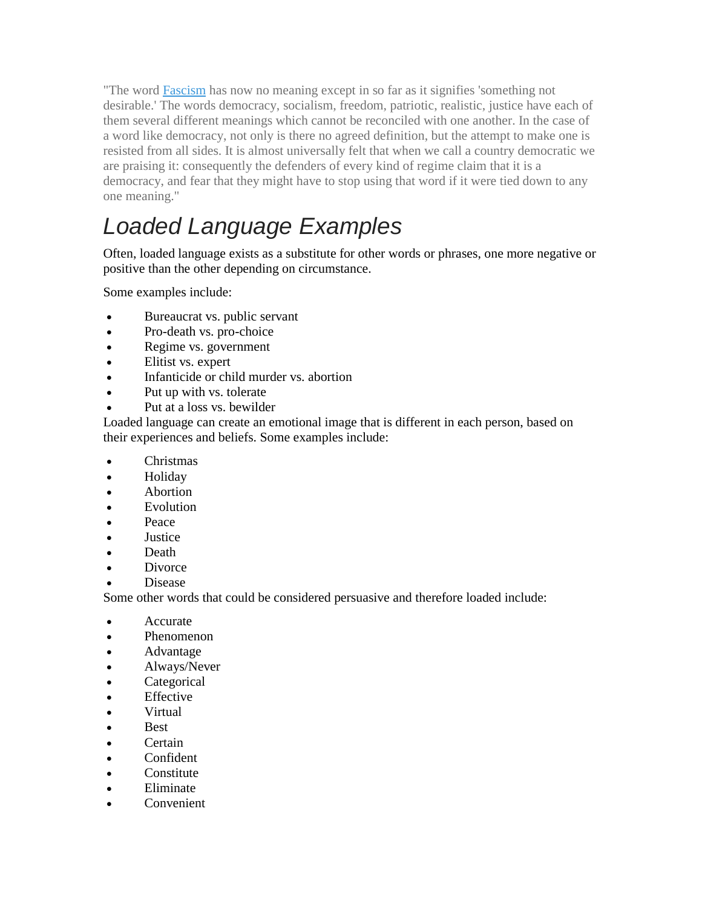"The word [Fascism]() has now no meaning except in so far as it signifies 'something not desirable.' The words democracy, socialism, freedom, patriotic, realistic, justice have each of them several different meanings which cannot be reconciled with one another. In the case of a word like democracy, not only is there no agreed definition, but the attempt to make one is resisted from all sides. It is almost universally felt that when we call a country democratic we are praising it: consequently the defenders of every kind of regime claim that it is a democracy, and fear that they might have to stop using that word if it were tied down to any one meaning."

## *Loaded Language Examples*

Often, loaded language exists as a substitute for other words or phrases, one more negative or positive than the other depending on circumstance.

Some examples include:

- Bureaucrat vs. public servant
- Pro-death vs. pro-choice
- Regime vs. government
- Elitist vs. expert
- Infanticide or child murder vs. abortion
- Put up with vs. tolerate
- Put at a loss vs. bewilder

Loaded language can create an emotional image that is different in each person, based on their experiences and beliefs. Some examples include:

- Christmas
- Holiday
- Abortion
- Evolution
- Peace
- Justice
- Death
- Divorce
- Disease

Some other words that could be considered persuasive and therefore loaded include:

- Accurate
- Phenomenon
- Advantage
- Always/Never
- Categorical
- Effective
- Virtual
- Best
- Certain
- Confident
- Constitute
- Eliminate
- Convenient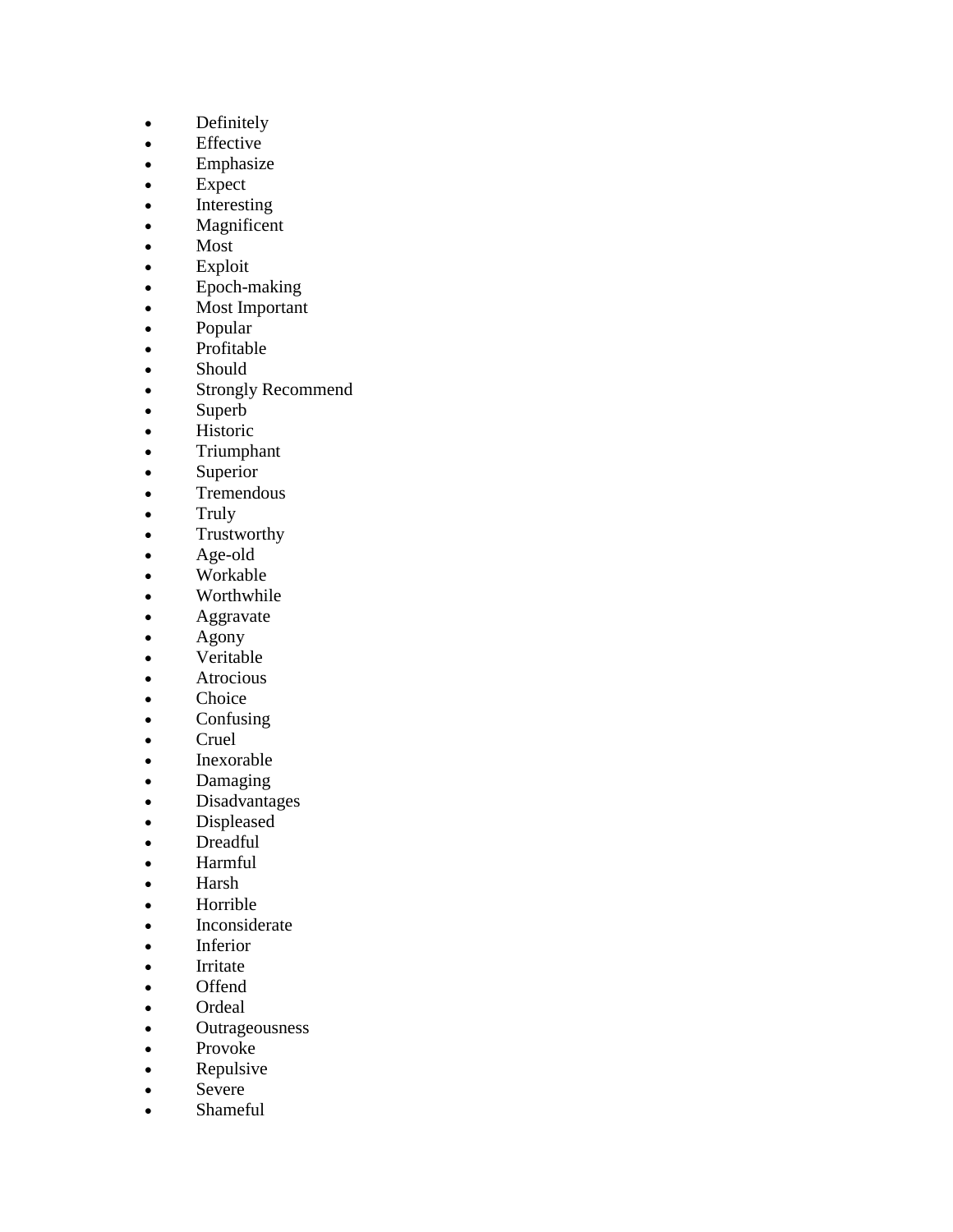- Definitely
- Effective
- Emphasize
- Expect
- Interesting
- Magnificent
- Most
- Exploit
- Epoch-making
- Most Important
- Popular
- Profitable
- Should
- Strongly Recommend
- Superb
- Historic
- Triumphant
- Superior
- Tremendous
- Truly
- Trustworthy
- Age-old
- Workable
- Worthwhile
- Aggravate
- Agony
- Veritable
- Atrocious
- Choice
- Confusing
- Cruel
- Inexorable
- Damaging
- Disadvantages
- Displeased
- Dreadful
- Harmful
- Harsh
- Horrible
- Inconsiderate
- Inferior
- Irritate
- Offend
- Ordeal
- Outrageousness
- Provoke
- Repulsive
- Severe
- Shameful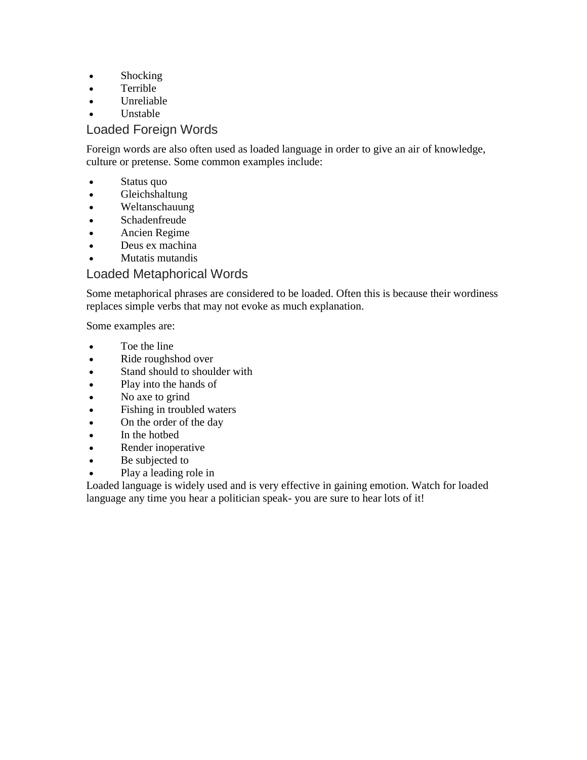- Shocking
- Terrible
- Unreliable
- Unstable

## Loaded Foreign Words

Foreign words are also often used as loaded language in order to give an air of knowledge, culture or pretense. Some common examples include:

- Status quo
- Gleichshaltung
- Weltanschauung
- Schadenfreude
- Ancien Regime
- Deus ex machina
- Mutatis mutandis

## Loaded Metaphorical Words

Some metaphorical phrases are considered to be loaded. Often this is because their wordiness replaces simple verbs that may not evoke as much explanation.

Some examples are:

- Toe the line
- Ride roughshod over
- Stand should to shoulder with
- Play into the hands of
- No axe to grind
- Fishing in troubled waters
- On the order of the day
- In the hotbed
- Render inoperative
- Be subjected to
- Play a leading role in

Loaded language is widely used and is very effective in gaining emotion. Watch for loaded language any time you hear a politician speak- you are sure to hear lots of it!